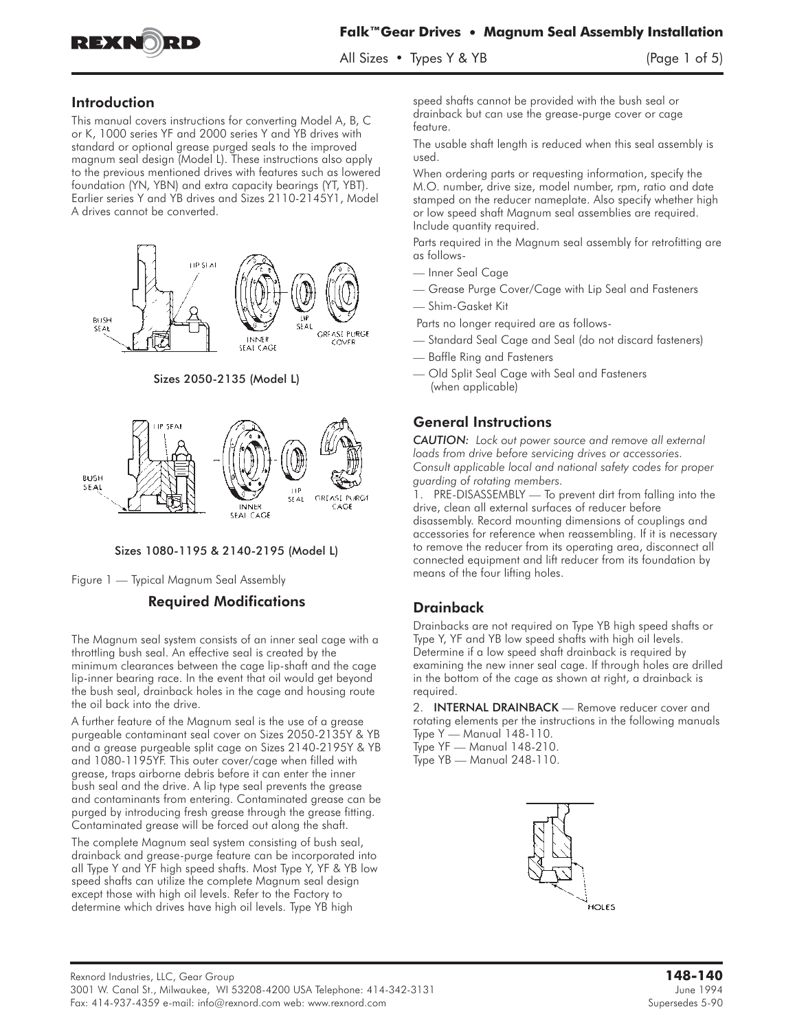## Introduction

This manual covers instructions for converting Model A, B, C or K, 1000 series YF and 2000 series Y and YB drives with standard or optional grease purged seals to the improved magnum seal design (Model L). These instructions also apply to the previous mentioned drives with features such as lowered foundation (YN, YBN) and extra capacity bearings (YT, YBT). Earlier series Y and YB drives and Sizes 2110-2145Y1, Model A drives cannot be converted.

Sizes 2050-2135 (Model L)

Sizes 1080-1195 & 2140-2195 (Model L)

Figure 1 — Typical Magnum Seal Assembly

## Required Modifications

The Magnum seal system consists of an inner seal cage with a throttling bush seal. An effective seal is created by the minimum clearances between the cage lip-shaft and the cage lip-inner bearing race. In the event that oil would get beyond the bush seal, drainback holes in the cage and housing route the oil back into the drive.

A further feature of the Magnum seal is the use of a grease purgeable contaminant seal cover on Sizes 2050-2135Y & YB and a grease purgeable split cage on Sizes 2140-2195Y & YB and 1080-1195YF. This outer cover/cage when filled with grease, traps airborne debris before it can enter the inner bush seal and the drive. A lip type seal prevents the grease and contaminants from entering. Contaminated grease can be purged by introducing fresh grease through the grease fitting. Contaminated grease will be forced out along the shaft.

The complete Magnum seal system consisting of bush seal, drainback and grease-purge feature can be incorporated into all Type Y and YF high speed shafts. Most Type Y, YF & YB low speed shafts can utilize the complete Magnum seal design except those with high oil levels. Refer to the Factory to determine which drives have high oil levels. Type YB high speed shafts cannot be provided with the bush seal or drainback but can use the grease-purge cover or cage feature.

The usable shaft length is reduced when this seal assembly is used.

When ordering parts or requesting information, specify the M.O. number, drive size, model number, rpm, ratio and date stamped on the reducer nameplate. Also specify whether high or low speed shaft Magnum seal assemblies are required. Include quantity required.

Parts required in the Magnum seal assembly for retrofitting are as follows-

- — Inner Seal Cage
- — Grease Purge Cover/Cage with Lip Seal and Fasteners
- — Shim-Gasket Kit

Parts no longer required are as follows-

- — Standard Seal Cage and Seal (do not discard fasteners)
- — Baffle Ring and Fasteners
- — Old Split Seal Cage with Seal and Fasteners (when applicable)

## General Instructions

*CAUTION: Lock out power source and remove all external loads from drive before servicing drives or accessories. Consult applicable local and national safety codes for proper guarding of rotating members.*

1. PRE-DISASSEMBLY — To prevent dirt from falling into the drive, clean all external surfaces of reducer before disassembly. Record mounting dimensions of couplings and accessories for reference when reassembling. If it is necessary to remove the reducer from its operating area, disconnect all connected equipment and lift reducer from its foundation by means of the four lifting holes.

## Drainback

Drainbacks are not required on Type YB high speed shafts or Type Y, YF and YB low speed shafts with high oil levels. Determine if a low speed shaft drainback is required by examining the new inner seal cage. If through holes are drilled in the bottom of the cage as shown at right, a drainback is required.

2. **INTERNAL DRAINBACK** — Remove reducer cover and rotating elements per the instructions in the following manuals
Type Y — Manual 148-110.
Type YF — Manual 148-210.
Type YB — Manual 248-110.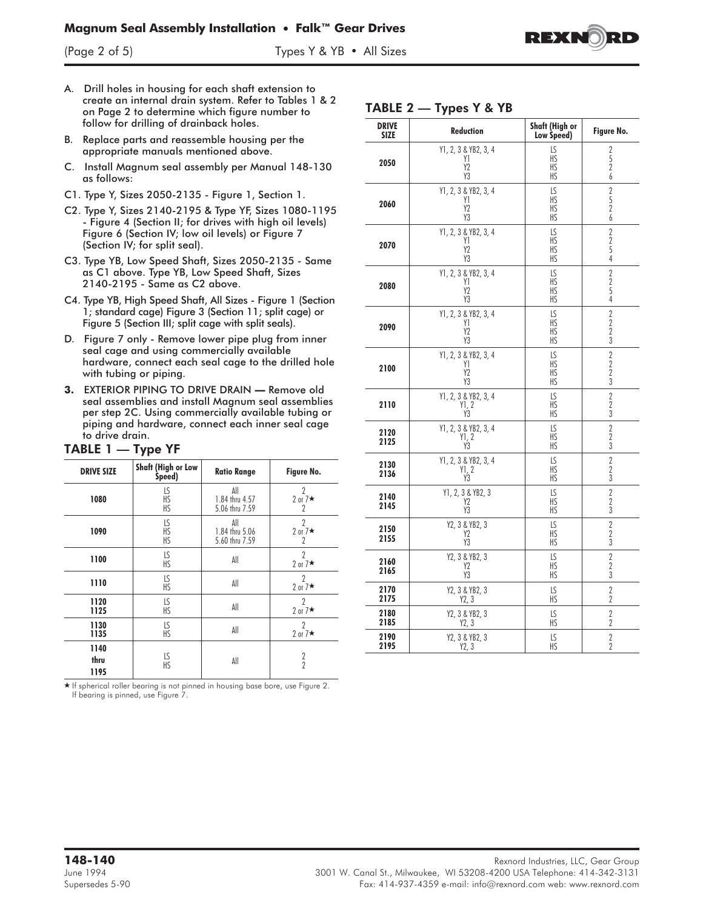A. Drill holes in housing for each shaft extension to create an internal drain system. Refer to Tables 1 & 2 on Page 2 to determine which figure number to follow for drilling of drainback holes.

B. Replace parts and reassemble housing per the appropriate manuals mentioned above.

C. Install Magnum seal assembly per Manual 148-130 as follows:

C1. Type Y, Sizes 2050-2135 - Figure 1, Section 1.

C2. Type Y, Sizes 2140-2195 & Type YF, Sizes 1080-1195 - Figure 4 (Section II; for drives with high oil levels) Figure 6 (Section IV; low oil levels) or Figure 7 (Section IV; for split seal).

C3. Type YB, Low Speed Shaft, Sizes 2050-2135 - Same as C1 above. Type YB, Low Speed Shaft, Sizes 2140-2195 - Same as C2 above.

C4. Type YB, High Speed Shaft, All Sizes - Figure 1 (Section 1; standard cage) Figure 3 (Section 11; split cage) or Figure 5 (Section III; split cage with split seals).

D. Figure 7 only - Remove lower pipe plug from inner seal cage and using commercially available hardware, connect each seal cage to the drilled hole with tubing or piping.

**3.** EXTERIOR PIPING TO DRIVE DRAIN **—** Remove old seal assemblies and install Magnum seal assemblies per step 2C. Using commercially available tubing or piping and hardware, connect each inner seal cage to drive drain.

## TABLE 1 — Type YF

| DRIVE SIZE | Shaft (High or Low Speed) | Ratio Range | Figure No. |
|---|---|---|---|
| 1080 | LS<br>HS<br>HS | All<br>1.84 thru 4.57<br>5.06 thru 7.59 | 2<br>2 or 7★<br>2 |
| 1090 | LS<br>HS<br>HS | All<br>1.84 thru 5.06<br>5.60 thru 7.59 | 2<br>2 or 7★<br>2 |
| 1100 | LS<br>HS | All | 2<br>2 or 7★ |
| 1110 | LS<br>HS | All | 2<br>2 or 7★ |
| 1120<br>1125 | LS<br>HS | All | 2<br>2 or 7★ |
| 1130<br>1135 | LS<br>HS | All | 2<br>2 or 7★ |
| 1140<br>thru<br>1195 | LS<br>HS | All | 2<br>2 |

★ If spherical roller bearing is not pinned in housing base bore, use Figure 2. If bearing is pinned, use Figure 7.

## TABLE 2 — Types Y & YB

| DRIVE SIZE | Reduction | Shaft (High or Low Speed) | Figure No. |
|---|---|---|---|
| 2050 | Y1, 2, 3 & YB2, 3, 4<br>Y1<br>Y2<br>Y3 | LS<br>HS<br>HS<br>HS | 2<br>5<br>2<br>6 |
| 2060 | Y1, 2, 3 & YB2, 3, 4<br>Y1<br>Y2<br>Y3 | LS<br>HS<br>HS<br>HS | 2<br>5<br>2<br>6 |
| 2070 | Y1, 2, 3 & YB2, 3, 4<br>Y1<br>Y2<br>Y3 | LS<br>HS<br>HS<br>HS | 2<br>2<br>5<br>4 |
| 2080 | Y1, 2, 3 & YB2, 3, 4<br>Y1<br>Y2<br>Y3 | LS<br>HS<br>HS<br>HS | 2<br>2<br>5<br>4 |
| 2090 | Y1, 2, 3 & YB2, 3, 4<br>Y1<br>Y2<br>Y3 | LS<br>HS<br>HS<br>HS | 2<br>2<br>2<br>3 |
| 2100 | Y1, 2, 3 & YB2, 3, 4<br>Y1<br>Y2<br>Y3 | LS<br>HS<br>HS<br>HS | 2<br>2<br>2<br>3 |
| 2110 | Y1, 2, 3 & YB2, 3, 4<br>Y1, 2<br>Y3 | LS<br>HS<br>HS | 2<br>2<br>3 |
| 2120<br>2125 | Y1, 2, 3 & YB2, 3, 4<br>Y1, 2<br>Y3 | LS<br>HS<br>HS | 2<br>2<br>3 |
| 2130<br>2136 | Y1, 2, 3 & YB2, 3, 4<br>Y1, 2<br>Y3 | LS<br>HS<br>HS | 2<br>2<br>3 |
| 2140<br>2145 | Y1, 2, 3 & YB2, 3<br>Y2<br>Y3 | LS<br>HS<br>HS | 2<br>2<br>3 |
| 2150<br>2155 | Y2, 3 & YB2, 3<br>Y2<br>Y3 | LS<br>HS<br>HS | 2<br>2<br>3 |
| 2160<br>2165 | Y2, 3 & YB2, 3<br>Y2<br>Y3 | LS<br>HS<br>HS | 2<br>2<br>3 |
| 2170<br>2175 | Y2, 3 & YB2, 3<br>Y2, 3 | LS<br>HS | 2<br>2 |
| 2180<br>2185 | Y2, 3 & YB2, 3<br>Y2, 3 | LS<br>HS | 2<br>2 |
| 2190<br>2195 | Y2, 3 & YB2, 3<br>Y2, 3 | LS<br>HS | 2<br>2 |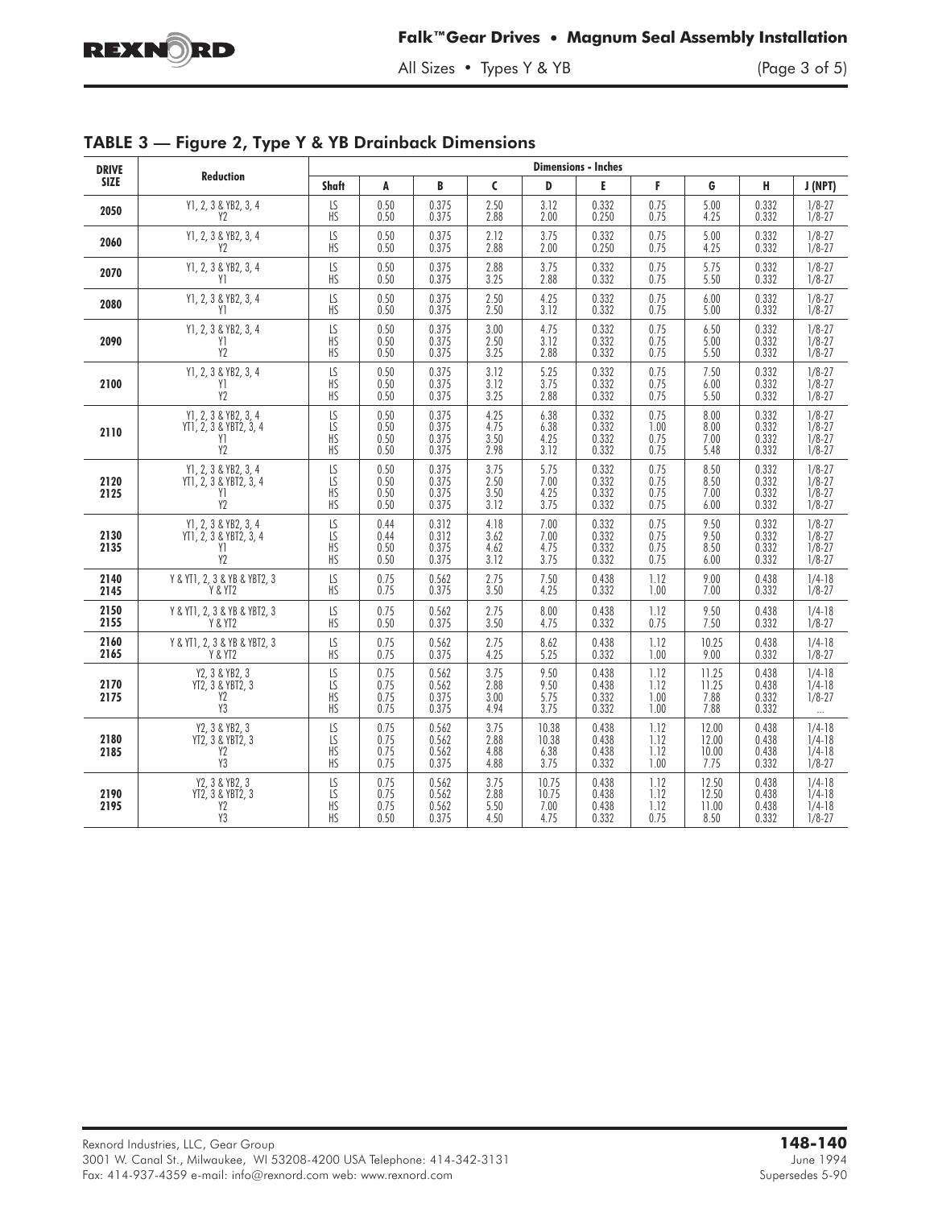## TABLE 3 — Figure 2, Type Y & YB Drainback Dimensions

| DRIVE SIZE | Reduction | Dimensions - Inches | | | | | | | | | |
|---|---|---|---|---|---|---|---|---|---|---|---|
| | | Shaft | A | B | C | D | E | F | G | H | J (NPT) |
| 2050 | Y1, 2, 3 & YB2, 3, 4 | LS | 0.50 | 0.375 | 2.50 | 3.12 | 0.332 | 0.75 | 5.00 | 0.332 | 1/8-27 |
| | Y2 | HS | 0.50 | 0.375 | 2.88 | 2.00 | 0.250 | 0.75 | 4.25 | 0.332 | 1/8-27 |
| 2060 | Y1, 2, 3 & YB2, 3, 4 | LS | 0.50 | 0.375 | 2.12 | 3.75 | 0.332 | 0.75 | 5.00 | 0.332 | 1/8-27 |
| | Y2 | HS | 0.50 | 0.375 | 2.88 | 2.00 | 0.250 | 0.75 | 4.25 | 0.332 | 1/8-27 |
| 2070 | Y1, 2, 3 & YB2, 3, 4 | LS | 0.50 | 0.375 | 2.88 | 3.75 | 0.332 | 0.75 | 5.75 | 0.332 | 1/8-27 |
| | Y1 | HS | 0.50 | 0.375 | 3.25 | 2.88 | 0.332 | 0.75 | 5.50 | 0.332 | 1/8-27 |
| 2080 | Y1, 2, 3 & YB2, 3, 4 | LS | 0.50 | 0.375 | 2.50 | 4.25 | 0.332 | 0.75 | 6.00 | 0.332 | 1/8-27 |
| | Y1 | HS | 0.50 | 0.375 | 2.50 | 3.12 | 0.332 | 0.75 | 5.00 | 0.332 | 1/8-27 |
| 2090 | Y1, 2, 3 & YB2, 3, 4 | LS | 0.50 | 0.375 | 3.00 | 4.75 | 0.332 | 0.75 | 6.50 | 0.332 | 1/8-27 |
| | Y1 | HS | 0.50 | 0.375 | 2.50 | 3.12 | 0.332 | 0.75 | 5.00 | 0.332 | 1/8-27 |
| | Y2 | HS | 0.50 | 0.375 | 3.25 | 2.88 | 0.332 | 0.75 | 5.50 | 0.332 | 1/8-27 |
| 2100 | Y1, 2, 3 & YB2, 3, 4 | LS | 0.50 | 0.375 | 3.12 | 5.25 | 0.332 | 0.75 | 7.50 | 0.332 | 1/8-27 |
| | Y1 | HS | 0.50 | 0.375 | 3.12 | 3.75 | 0.332 | 0.75 | 6.00 | 0.332 | 1/8-27 |
| | Y2 | HS | 0.50 | 0.375 | 3.25 | 2.88 | 0.332 | 0.75 | 5.50 | 0.332 | 1/8-27 |
| 2110 | Y1, 2, 3 & YB2, 3, 4 | LS | 0.50 | 0.375 | 4.25 | 6.38 | 0.332 | 0.75 | 8.00 | 0.332 | 1/8-27 |
| | YT1, 2, 3 & YBT2, 3, 4 | LS | 0.50 | 0.375 | 4.75 | 6.38 | 0.332 | 1.00 | 8.00 | 0.332 | 1/8-27 |
| | Y1 | HS | 0.50 | 0.375 | 3.50 | 4.25 | 0.332 | 0.75 | 7.00 | 0.332 | 1/8-27 |
| | Y2 | HS | 0.50 | 0.375 | 2.98 | 3.12 | 0.332 | 0.75 | 5.48 | 0.332 | 1/8-27 |
| 2120<br>2125 | Y1, 2, 3 & YB2, 3, 4 | LS | 0.50 | 0.375 | 3.75 | 5.75 | 0.332 | 0.75 | 8.50 | 0.332 | 1/8-27 |
| | YT1, 2, 3 & YBT2, 3, 4 | LS | 0.50 | 0.375 | 2.50 | 7.00 | 0.332 | 0.75 | 8.50 | 0.332 | 1/8-27 |
| | Y1 | HS | 0.50 | 0.375 | 3.50 | 4.25 | 0.332 | 0.75 | 7.00 | 0.332 | 1/8-27 |
| | Y2 | HS | 0.50 | 0.375 | 3.12 | 3.75 | 0.332 | 0.75 | 6.00 | 0.332 | 1/8-27 |
| 2130<br>2135 | Y1, 2, 3 & YB2, 3, 4 | LS | 0.44 | 0.312 | 4.18 | 7.00 | 0.332 | 0.75 | 9.50 | 0.332 | 1/8-27 |
| | YT1, 2, 3 & YBT2, 3, 4 | LS | 0.44 | 0.312 | 3.62 | 7.00 | 0.332 | 0.75 | 9.50 | 0.332 | 1/8-27 |
| | Y1 | HS | 0.50 | 0.375 | 4.62 | 4.75 | 0.332 | 0.75 | 8.50 | 0.332 | 1/8-27 |
| | Y2 | HS | 0.50 | 0.375 | 3.12 | 3.75 | 0.332 | 0.75 | 6.00 | 0.332 | 1/8-27 |
| 2140<br>2145 | Y & YT1, 2, 3 & YB & YBT2, 3 | LS | 0.75 | 0.562 | 2.75 | 7.50 | 0.438 | 1.12 | 9.00 | 0.438 | 1/4-18 |
| | Y & YT2 | HS | 0.75 | 0.375 | 3.50 | 4.25 | 0.332 | 1.00 | 7.00 | 0.332 | 1/8-27 |
| 2150<br>2155 | Y & YT1, 2, 3 & YB & YBT2, 3 | LS | 0.75 | 0.562 | 2.75 | 8.00 | 0.438 | 1.12 | 9.50 | 0.438 | 1/4-18 |
| | Y & YT2 | HS | 0.50 | 0.375 | 3.50 | 4.75 | 0.332 | 0.75 | 7.50 | 0.332 | 1/8-27 |
| 2160<br>2165 | Y & YT1, 2, 3 & YB & YBT2, 3 | LS | 0.75 | 0.562 | 2.75 | 8.62 | 0.438 | 1.12 | 10.25 | 0.438 | 1/4-18 |
| | Y & YT2 | HS | 0.75 | 0.375 | 4.25 | 5.25 | 0.332 | 1.00 | 9.00 | 0.332 | 1/8-27 |
| 2170<br>2175 | Y2, 3 & YB2, 3 | LS | 0.75 | 0.562 | 3.75 | 9.50 | 0.438 | 1.12 | 11.25 | 0.438 | 1/4-18 |
| | YT2, 3 & YBT2, 3 | LS | 0.75 | 0.562 | 2.88 | 9.50 | 0.438 | 1.12 | 11.25 | 0.438 | 1/4-18 |
| | Y2 | HS | 0.75 | 0.375 | 3.00 | 5.75 | 0.332 | 1.00 | 7.88 | 0.332 | 1/8-27 |
| | Y3 | HS | 0.75 | 0.375 | 4.94 | 3.75 | 0.332 | 1.00 | 7.88 | 0.332 | ... |
| 2180<br>2185 | Y2, 3 & YB2, 3 | LS | 0.75 | 0.562 | 3.75 | 10.38 | 0.438 | 1.12 | 12.00 | 0.438 | 1/4-18 |
| | YT2, 3 & YBT2, 3 | LS | 0.75 | 0.562 | 2.88 | 10.38 | 0.438 | 1.12 | 12.00 | 0.438 | 1/4-18 |
| | Y2 | HS | 0.75 | 0.562 | 4.88 | 6.38 | 0.438 | 1.12 | 10.00 | 0.438 | 1/4-18 |
| | Y3 | HS | 0.75 | 0.375 | 4.88 | 3.75 | 0.332 | 1.00 | 7.75 | 0.332 | 1/8-27 |
| 2190<br>2195 | Y2, 3 & YB2, 3 | LS | 0.75 | 0.562 | 3.75 | 10.75 | 0.438 | 1.12 | 12.50 | 0.438 | 1/4-18 |
| | YT2, 3 & YBT2, 3 | LS | 0.75 | 0.562 | 2.88 | 10.75 | 0.438 | 1.12 | 12.50 | 0.438 | 1/4-18 |
| | Y2 | HS | 0.75 | 0.562 | 5.50 | 7.00 | 0.438 | 1.12 | 11.00 | 0.438 | 1/4-18 |
| | Y3 | HS | 0.50 | 0.375 | 4.50 | 4.75 | 0.332 | 0.75 | 8.50 | 0.332 | 1/8-27 |

Rexnord Industries, LLC, Gear Group
3001 W. Canal St., Milwaukee, WI 53208-4200 USA Telephone: 414-342-3131
Fax: 414-937-4359 e-mail: info@rexnord.com web: www.rexnord.com

**148-140**
June 1994
Supersedes 5-90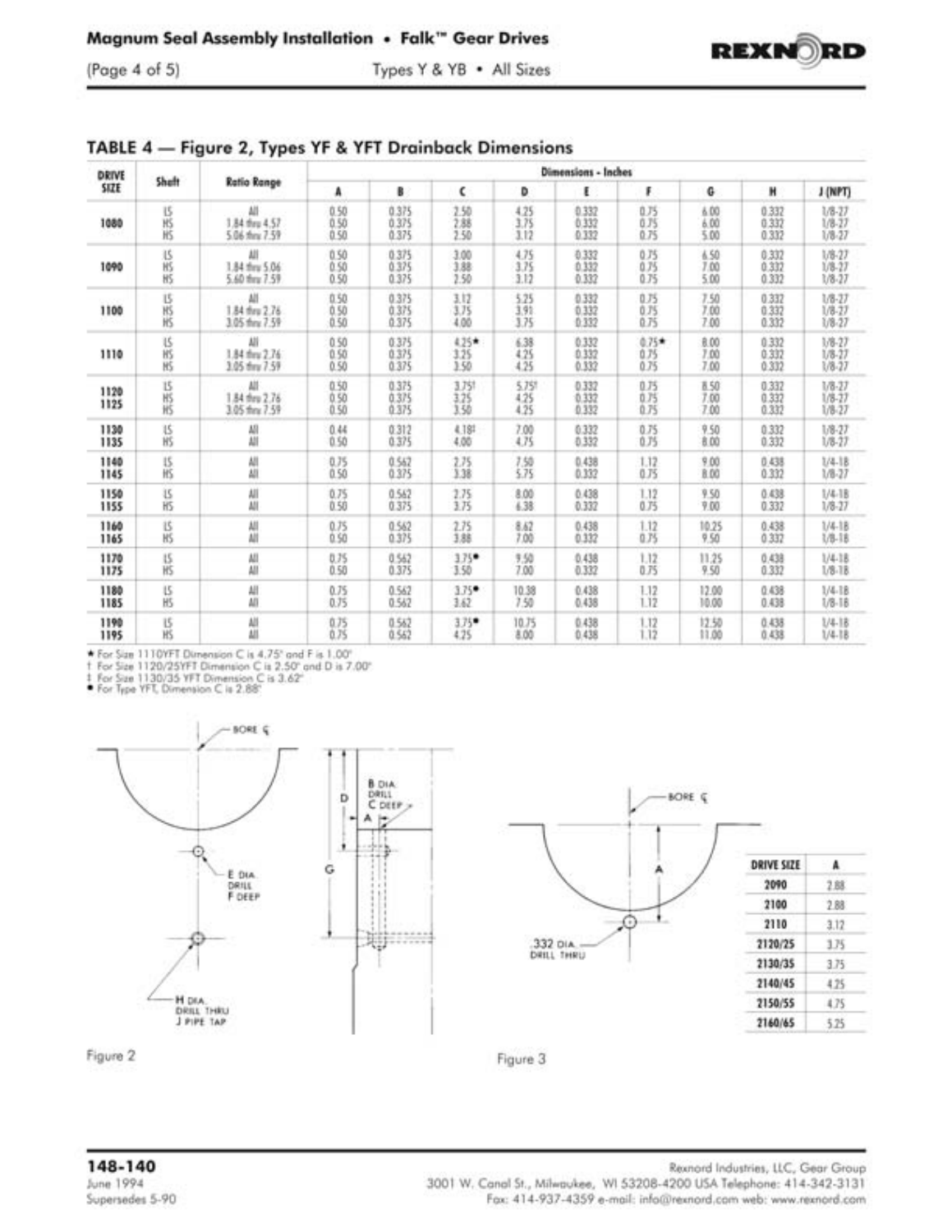## TABLE 4 — Figure 2, Types YF & YFT Drainback Dimensions

| DRIVE SIZE | Shaft | Ratio Range | Dimensions - Inches | | | | | | | | |
|---|---|---|---|---|---|---|---|---|---|---|---|
| | | | A | B | C | D | E | F | G | H | J (NPT) |
| 1080 | LS | All | 0.50 | 0.375 | 2.50 | 4.25 | 0.332 | 0.75 | 6.00 | 0.332 | 1/8-27 |
| | HS | 1.84 thru 4.57 | 0.50 | 0.375 | 2.88 | 3.75 | 0.332 | 0.75 | 6.00 | 0.332 | 1/8-27 |
| | HS | 5.06 thru 7.59 | 0.50 | 0.375 | 2.50 | 3.12 | 0.332 | 0.75 | 5.00 | 0.332 | 1/8-27 |
| 1090 | LS | All | 0.50 | 0.375 | 3.00 | 4.75 | 0.332 | 0.75 | 6.50 | 0.332 | 1/8-27 |
| | HS | 1.84 thru 5.06 | 0.50 | 0.375 | 3.88 | 3.75 | 0.332 | 0.75 | 7.00 | 0.332 | 1/8-27 |
| | HS | 5.60 thru 7.59 | 0.50 | 0.375 | 2.50 | 3.12 | 0.332 | 0.75 | 5.00 | 0.332 | 1/8-27 |
| 1100 | LS | All | 0.50 | 0.375 | 3.12 | 5.25 | 0.332 | 0.75 | 7.50 | 0.332 | 1/8-27 |
| | HS | 1.84 thru 2.76 | 0.50 | 0.375 | 3.75 | 3.91 | 0.332 | 0.75 | 7.00 | 0.332 | 1/8-27 |
| | HS | 3.05 thru 7.59 | 0.50 | 0.375 | 4.00 | 3.75 | 0.332 | 0.75 | 7.00 | 0.332 | 1/8-27 |
| 1110 | LS | All | 0.50 | 0.375 | 4.25★ | 6.38 | 0.332 | 0.75★ | 8.00 | 0.332 | 1/8-27 |
| | HS | 1.84 thru 2.76 | 0.50 | 0.375 | 3.25 | 4.25 | 0.332 | 0.75 | 7.00 | 0.332 | 1/8-27 |
| | HS | 3.05 thru 7.59 | 0.50 | 0.375 | 3.50 | 4.25 | 0.332 | 0.75 | 7.00 | 0.332 | 1/8-27 |
| 1120 1125 | LS | All | 0.50 | 0.375 | 3.75† | 5.75† | 0.332 | 0.75 | 8.50 | 0.332 | 1/8-27 |
| | HS | 1.84 thru 2.76 | 0.50 | 0.375 | 3.25 | 4.25 | 0.332 | 0.75 | 7.00 | 0.332 | 1/8-27 |
| | HS | 3.05 thru 7.59 | 0.50 | 0.375 | 3.50 | 4.25 | 0.332 | 0.75 | 7.00 | 0.332 | 1/8-27 |
| 1130 1135 | LS | All | 0.44 | 0.312 | 4.18‡ | 7.00 | 0.332 | 0.75 | 9.50 | 0.332 | 1/8-27 |
| | HS | All | 0.50 | 0.375 | 4.00 | 4.75 | 0.332 | 0.75 | 8.00 | 0.332 | 1/8-27 |
| 1140 1145 | LS | All | 0.75 | 0.562 | 2.75 | 7.50 | 0.438 | 1.12 | 9.00 | 0.438 | 1/4-18 |
| | HS | All | 0.50 | 0.375 | 3.38 | 5.75 | 0.332 | 0.75 | 8.00 | 0.332 | 1/8-27 |
| 1150 1155 | LS | All | 0.75 | 0.562 | 2.75 | 8.00 | 0.438 | 1.12 | 9.50 | 0.438 | 1/4-18 |
| | HS | All | 0.50 | 0.375 | 3.75 | 6.38 | 0.332 | 0.75 | 9.00 | 0.332 | 1/8-27 |
| 1160 1165 | LS | All | 0.75 | 0.562 | 2.75 | 8.62 | 0.438 | 1.12 | 10.25 | 0.438 | 1/4-18 |
| | HS | All | 0.50 | 0.375 | 3.88 | 7.00 | 0.332 | 0.75 | 9.50 | 0.332 | 1/8-18 |
| 1170 1175 | LS | All | 0.75 | 0.562 | 3.75● | 9.50 | 0.438 | 1.12 | 11.25 | 0.438 | 1/4-18 |
| | HS | All | 0.50 | 0.375 | 3.50 | 7.00 | 0.332 | 0.75 | 9.50 | 0.332 | 1/8-18 |
| 1180 1185 | LS | All | 0.75 | 0.562 | 3.75● | 10.38 | 0.438 | 1.12 | 12.00 | 0.438 | 1/4-18 |
| | HS | All | 0.75 | 0.562 | 3.62 | 7.50 | 0.438 | 1.12 | 10.00 | 0.438 | 1/8-18 |
| 1190 1195 | LS | All | 0.75 | 0.562 | 3.75● | 10.75 | 0.438 | 1.12 | 12.50 | 0.438 | 1/4-18 |
| | HS | All | 0.75 | 0.562 | 4.25 | 8.00 | 0.438 | 1.12 | 11.00 | 0.438 | 1/4-18 |

★ For Size 1110YFT Dimension C is 4.75" and F is 1.00"
† For Size 1120/25YFT Dimension C is 2.50" and D is 7.00"
‡ For Size 1130/35 YFT Dimension C is 3.62"
● For Type YFT, Dimension C is 2.88"

BORE ℄

E DIA. DRILL F DEEP

H DIA. DRILL THRU J PIPE TAP

B DIA. DRILL C DEEP

Figure 2

BORE ℄

.332 DIA. DRILL THRU

| DRIVE SIZE | A |
|---|---|
| 2090 | 2.88 |
| 2100 | 2.88 |
| 2110 | 3.12 |
| 2120/25 | 3.75 |
| 2130/35 | 3.75 |
| 2140/45 | 4.25 |
| 2150/55 | 4.75 |
| 2160/65 | 5.25 |

Figure 3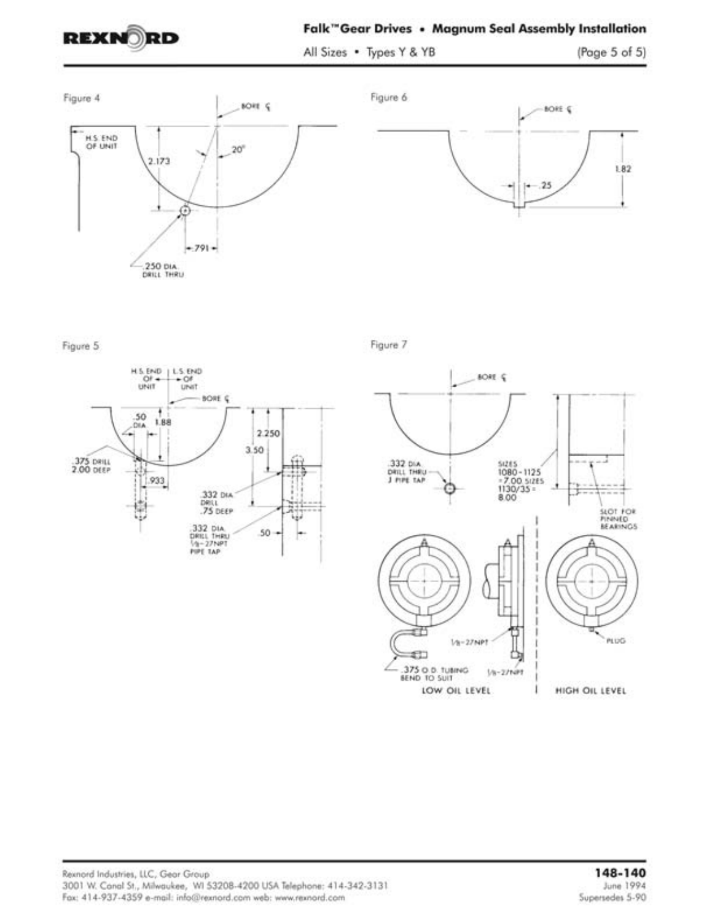Figure 4

BORE ℄

H.S. END OF UNIT

2.173

20°

.791

.250 DIA. DRILL THRU

Figure 6

BORE ℄

1.82

.25

Figure 5

H.S. END OF UNIT

L.S. END OF UNIT

BORE ℄

.50 DIA.

1.88

2.250

3.50

.375 DRILL 2.00 DEEP

.933

.332 DIA. DRILL .75 DEEP

.332 DIA. DRILL THRU 1/8-27NPT PIPE TAP

.50

Figure 7

BORE ℄

.332 DIA. DRILL THRU 1/8 PIPE TAP

SIZES 1080-1125 = 7.00 SIZES 1130/35 = 8.00

SLOT FOR PINNED BEARINGS

1/8-27NPT

1/8-27NPT

.375 O.D. TUBING BEND TO SUIT

PLUG

LOW OIL LEVEL

HIGH OIL LEVEL

Rexnord Industries, LLC, Gear Group
3001 W. Canal St., Milwaukee, WI 53208-4200 USA Telephone: 414-342-3131
Fax: 414-937-4359 e-mail: info@rexnord.com web: www.rexnord.com

**148-140**
June 1994
Supersedes 5-90